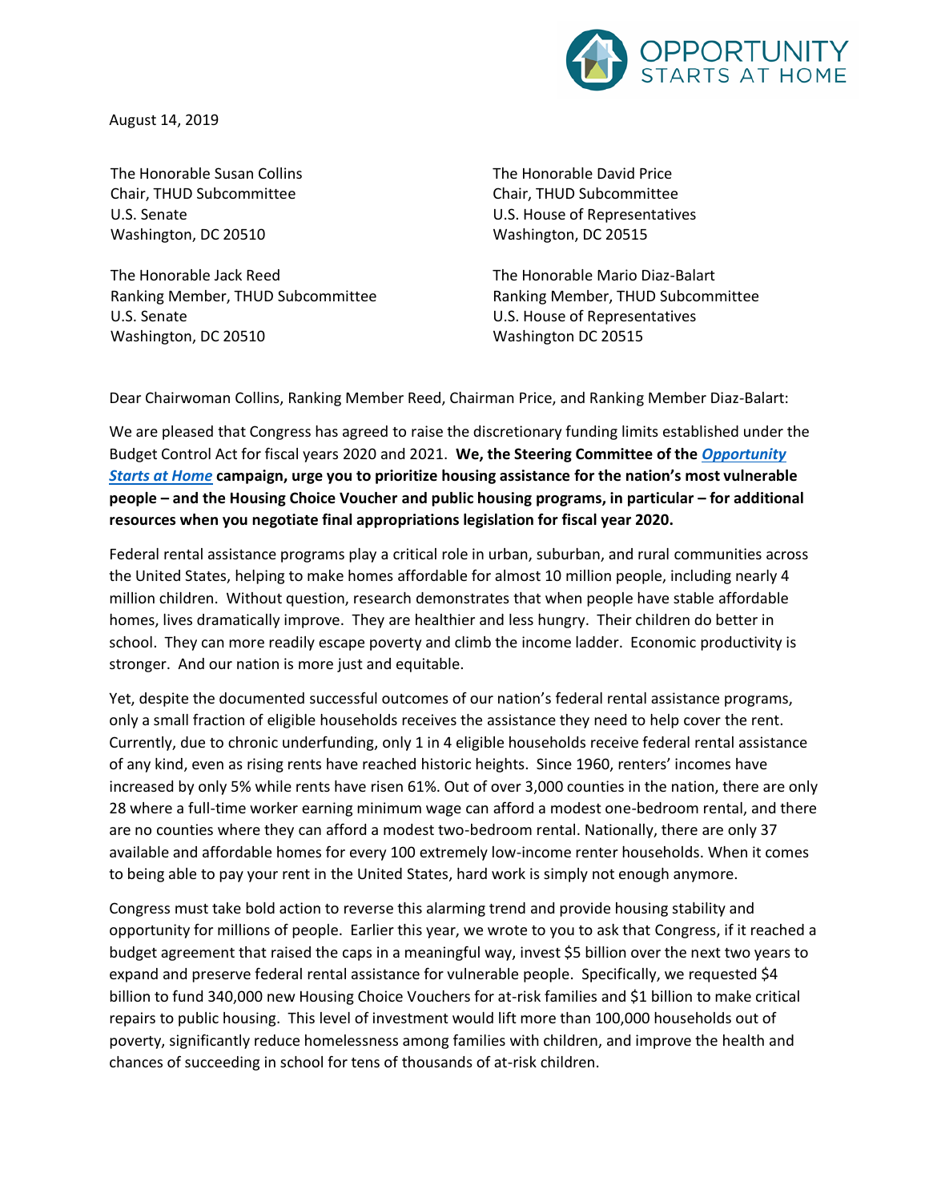OPPORTUNITY STARTS AT HOME

August 14, 2019

The Honorable Susan Collins
Chair, THUD Subcommittee
U.S. Senate
Washington, DC 20510

The Honorable David Price
Chair, THUD Subcommittee
U.S. House of Representatives
Washington, DC 20515

The Honorable Jack Reed
Ranking Member, THUD Subcommittee
U.S. Senate
Washington, DC 20510

The Honorable Mario Diaz-Balart
Ranking Member, THUD Subcommittee
U.S. House of Representatives
Washington DC 20515

Dear Chairwoman Collins, Ranking Member Reed, Chairman Price, and Ranking Member Diaz-Balart:

We are pleased that Congress has agreed to raise the discretionary funding limits established under the Budget Control Act for fiscal years 2020 and 2021. **We, the Steering Committee of the *Opportunity Starts at Home* campaign, urge you to prioritize housing assistance for the nation's most vulnerable people – and the Housing Choice Voucher and public housing programs, in particular – for additional resources when you negotiate final appropriations legislation for fiscal year 2020.**

Federal rental assistance programs play a critical role in urban, suburban, and rural communities across the United States, helping to make homes affordable for almost 10 million people, including nearly 4 million children. Without question, research demonstrates that when people have stable affordable homes, lives dramatically improve. They are healthier and less hungry. Their children do better in school. They can more readily escape poverty and climb the income ladder. Economic productivity is stronger. And our nation is more just and equitable.

Yet, despite the documented successful outcomes of our nation's federal rental assistance programs, only a small fraction of eligible households receives the assistance they need to help cover the rent. Currently, due to chronic underfunding, only 1 in 4 eligible households receive federal rental assistance of any kind, even as rising rents have reached historic heights. Since 1960, renters' incomes have increased by only 5% while rents have risen 61%. Out of over 3,000 counties in the nation, there are only 28 where a full-time worker earning minimum wage can afford a modest one-bedroom rental, and there are no counties where they can afford a modest two-bedroom rental. Nationally, there are only 37 available and affordable homes for every 100 extremely low-income renter households. When it comes to being able to pay your rent in the United States, hard work is simply not enough anymore.

Congress must take bold action to reverse this alarming trend and provide housing stability and opportunity for millions of people. Earlier this year, we wrote to you to ask that Congress, if it reached a budget agreement that raised the caps in a meaningful way, invest $5 billion over the next two years to expand and preserve federal rental assistance for vulnerable people. Specifically, we requested $4 billion to fund 340,000 new Housing Choice Vouchers for at-risk families and $1 billion to make critical repairs to public housing. This level of investment would lift more than 100,000 households out of poverty, significantly reduce homelessness among families with children, and improve the health and chances of succeeding in school for tens of thousands of at-risk children.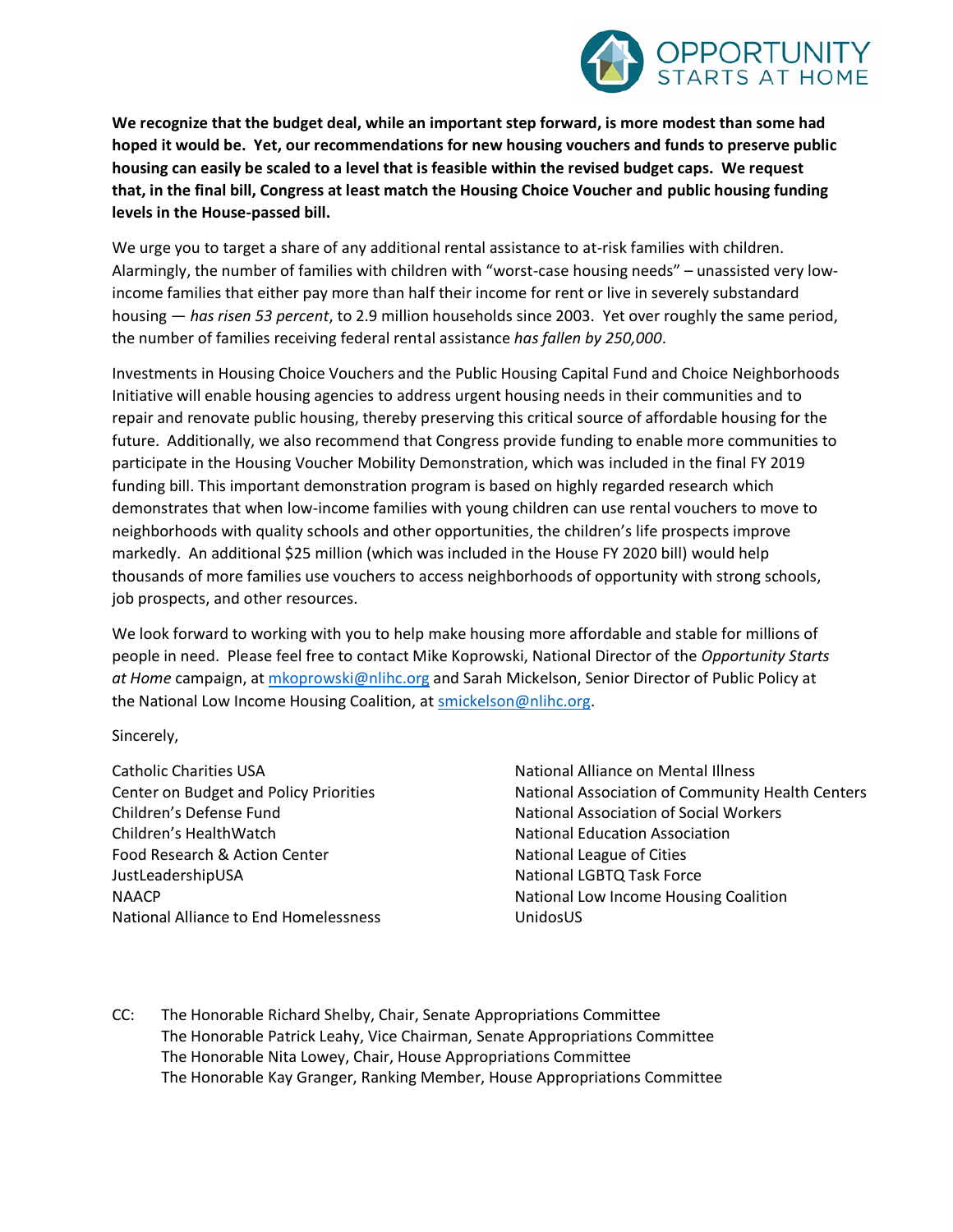**We recognize that the budget deal, while an important step forward, is more modest than some had hoped it would be. Yet, our recommendations for new housing vouchers and funds to preserve public housing can easily be scaled to a level that is feasible within the revised budget caps. We request that, in the final bill, Congress at least match the Housing Choice Voucher and public housing funding levels in the House-passed bill.**

We urge you to target a share of any additional rental assistance to at-risk families with children. Alarmingly, the number of families with children with "worst-case housing needs" – unassisted very low-income families that either pay more than half their income for rent or live in severely substandard housing — *has risen 53 percent*, to 2.9 million households since 2003. Yet over roughly the same period, the number of families receiving federal rental assistance *has fallen by 250,000*.

Investments in Housing Choice Vouchers and the Public Housing Capital Fund and Choice Neighborhoods Initiative will enable housing agencies to address urgent housing needs in their communities and to repair and renovate public housing, thereby preserving this critical source of affordable housing for the future. Additionally, we also recommend that Congress provide funding to enable more communities to participate in the Housing Voucher Mobility Demonstration, which was included in the final FY 2019 funding bill. This important demonstration program is based on highly regarded research which demonstrates that when low-income families with young children can use rental vouchers to move to neighborhoods with quality schools and other opportunities, the children's life prospects improve markedly. An additional $25 million (which was included in the House FY 2020 bill) would help thousands of more families use vouchers to access neighborhoods of opportunity with strong schools, job prospects, and other resources.

We look forward to working with you to help make housing more affordable and stable for millions of people in need. Please feel free to contact Mike Koprowski, National Director of the *Opportunity Starts at Home* campaign, at mkoprowski@nlihc.org and Sarah Mickelson, Senior Director of Public Policy at the National Low Income Housing Coalition, at smickelson@nlihc.org.

Sincerely,

Catholic Charities USA
Center on Budget and Policy Priorities
Children's Defense Fund
Children's HealthWatch
Food Research & Action Center
JustLeadershipUSA
NAACP
National Alliance to End Homelessness
National Alliance on Mental Illness
National Association of Community Health Centers
National Association of Social Workers
National Education Association
National League of Cities
National LGBTQ Task Force
National Low Income Housing Coalition
UnidosUS

CC: The Honorable Richard Shelby, Chair, Senate Appropriations Committee
The Honorable Patrick Leahy, Vice Chairman, Senate Appropriations Committee
The Honorable Nita Lowey, Chair, House Appropriations Committee
The Honorable Kay Granger, Ranking Member, House Appropriations Committee